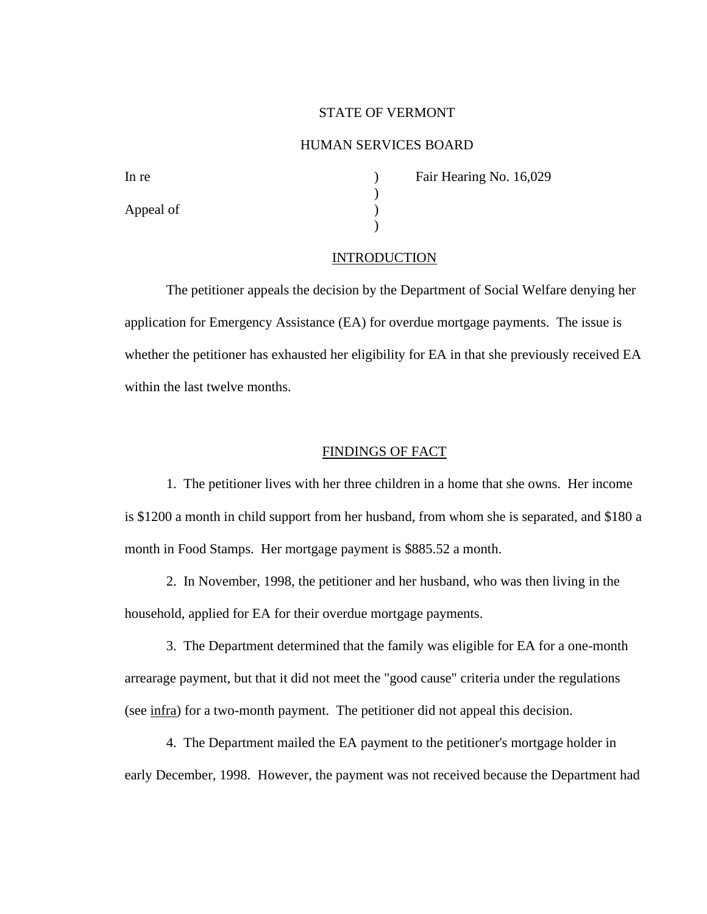STATE OF VERMONT

HUMAN SERVICES BOARD

In re ) Fair Hearing No. 16,029
)
Appeal of )
)

## INTRODUCTION

The petitioner appeals the decision by the Department of Social Welfare denying her application for Emergency Assistance (EA) for overdue mortgage payments. The issue is whether the petitioner has exhausted her eligibility for EA in that she previously received EA within the last twelve months.

## FINDINGS OF FACT

1. The petitioner lives with her three children in a home that she owns. Her income is $1200 a month in child support from her husband, from whom she is separated, and $180 a month in Food Stamps. Her mortgage payment is $885.52 a month.

2. In November, 1998, the petitioner and her husband, who was then living in the household, applied for EA for their overdue mortgage payments.

3. The Department determined that the family was eligible for EA for a one-month arrearage payment, but that it did not meet the "good cause" criteria under the regulations (see infra) for a two-month payment. The petitioner did not appeal this decision.

4. The Department mailed the EA payment to the petitioner's mortgage holder in early December, 1998. However, the payment was not received because the Department had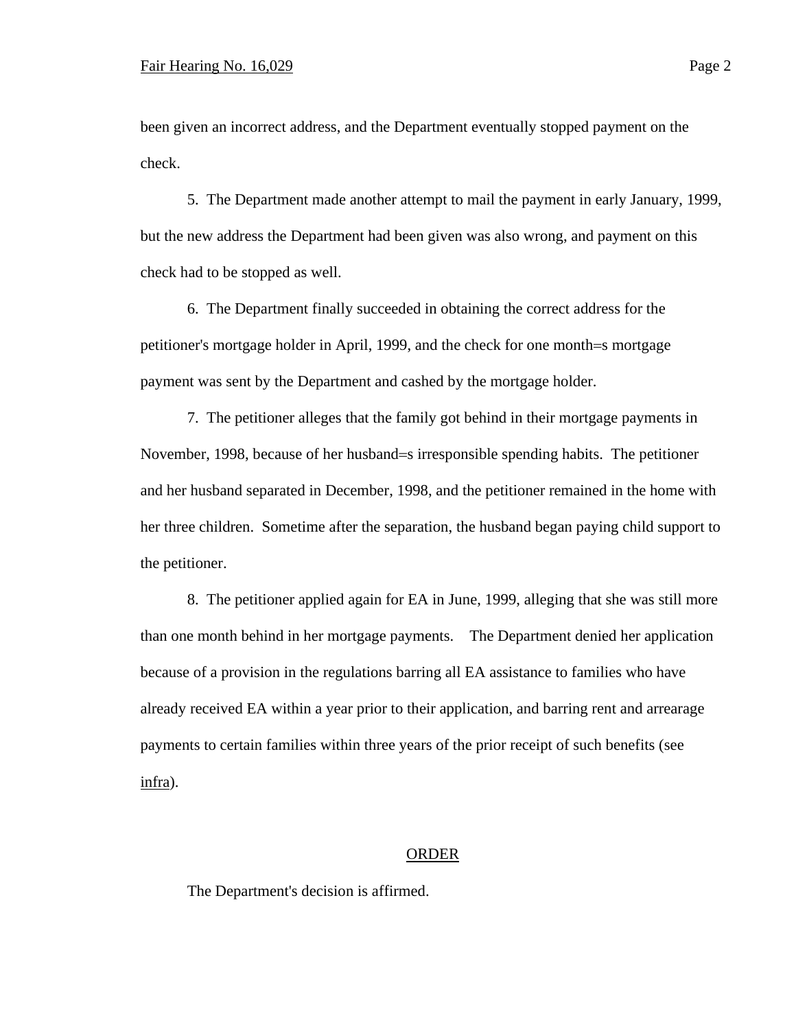been given an incorrect address, and the Department eventually stopped payment on the check.

5. The Department made another attempt to mail the payment in early January, 1999, but the new address the Department had been given was also wrong, and payment on this check had to be stopped as well.

6. The Department finally succeeded in obtaining the correct address for the petitioner's mortgage holder in April, 1999, and the check for one month=s mortgage payment was sent by the Department and cashed by the mortgage holder.

7. The petitioner alleges that the family got behind in their mortgage payments in November, 1998, because of her husband=s irresponsible spending habits. The petitioner and her husband separated in December, 1998, and the petitioner remained in the home with her three children. Sometime after the separation, the husband began paying child support to the petitioner.

8. The petitioner applied again for EA in June, 1999, alleging that she was still more than one month behind in her mortgage payments. The Department denied her application because of a provision in the regulations barring all EA assistance to families who have already received EA within a year prior to their application, and barring rent and arrearage payments to certain families within three years of the prior receipt of such benefits (see infra).

## ORDER

The Department's decision is affirmed.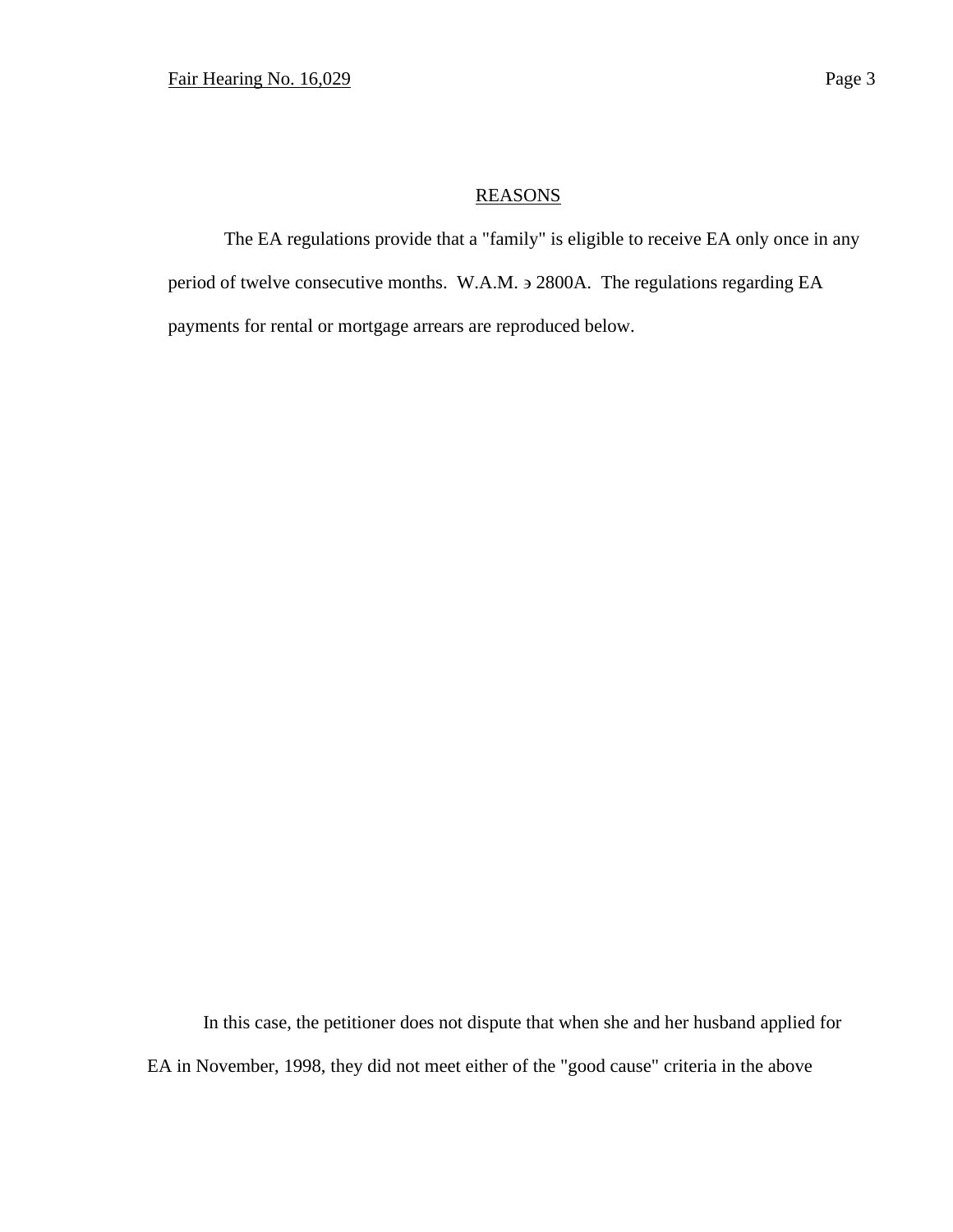## REASONS

The EA regulations provide that a "family" is eligible to receive EA only once in any period of twelve consecutive months. W.A.M. э 2800A. The regulations regarding EA payments for rental or mortgage arrears are reproduced below.

In this case, the petitioner does not dispute that when she and her husband applied for EA in November, 1998, they did not meet either of the "good cause" criteria in the above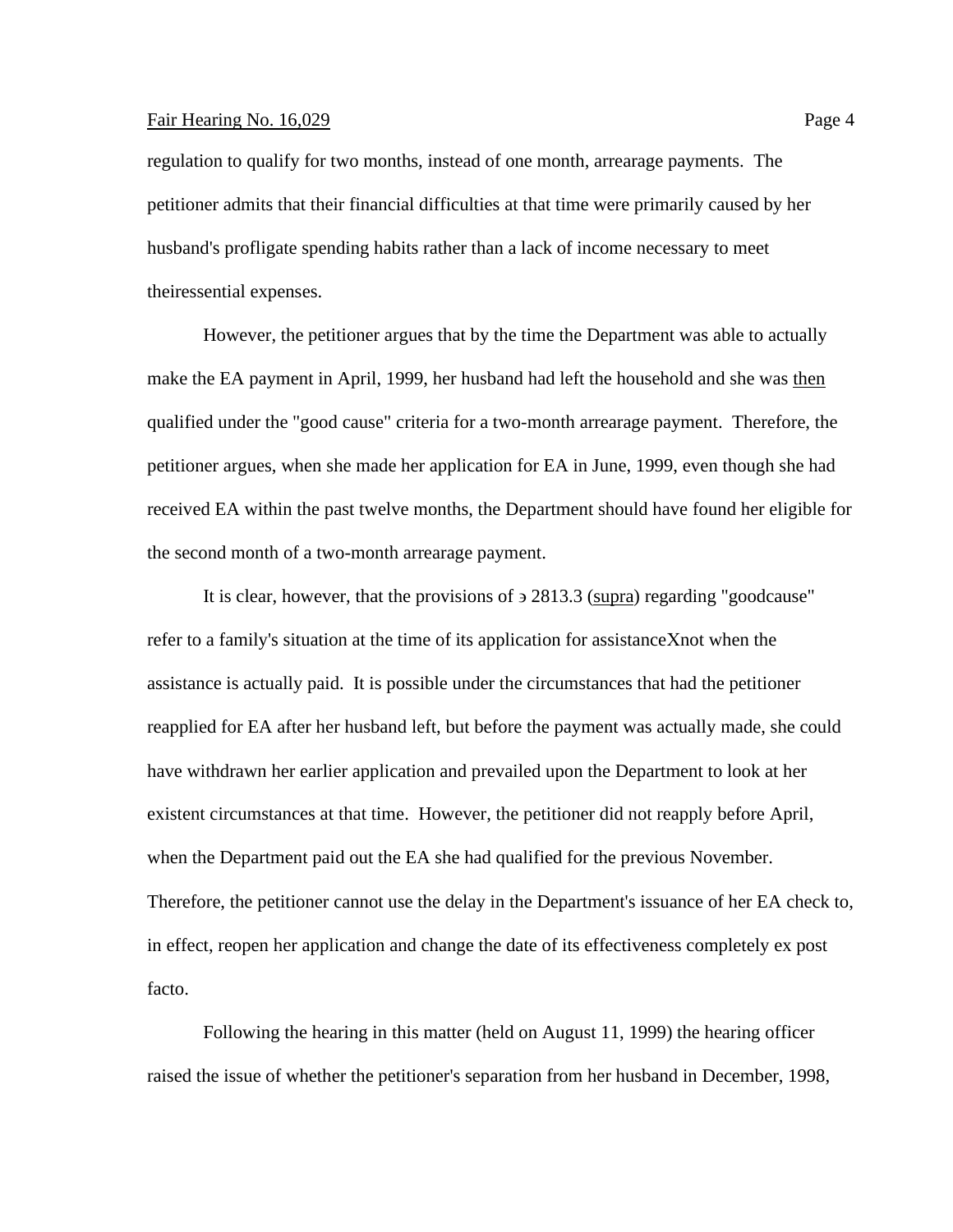regulation to qualify for two months, instead of one month, arrearage payments. The petitioner admits that their financial difficulties at that time were primarily caused by her husband's profligate spending habits rather than a lack of income necessary to meet theiressential expenses.

However, the petitioner argues that by the time the Department was able to actually make the EA payment in April, 1999, her husband had left the household and she was <u>then</u> qualified under the "good cause" criteria for a two-month arrearage payment. Therefore, the petitioner argues, when she made her application for EA in June, 1999, even though she had received EA within the past twelve months, the Department should have found her eligible for the second month of a two-month arrearage payment.

It is clear, however, that the provisions of ɜ 2813.3 (<u>supra</u>) regarding "goodcause" refer to a family's situation at the time of its application for assistanceXnot when the assistance is actually paid. It is possible under the circumstances that had the petitioner reapplied for EA after her husband left, but before the payment was actually made, she could have withdrawn her earlier application and prevailed upon the Department to look at her existent circumstances at that time. However, the petitioner did not reapply before April, when the Department paid out the EA she had qualified for the previous November. Therefore, the petitioner cannot use the delay in the Department's issuance of her EA check to, in effect, reopen her application and change the date of its effectiveness completely ex post facto.

Following the hearing in this matter (held on August 11, 1999) the hearing officer raised the issue of whether the petitioner's separation from her husband in December, 1998,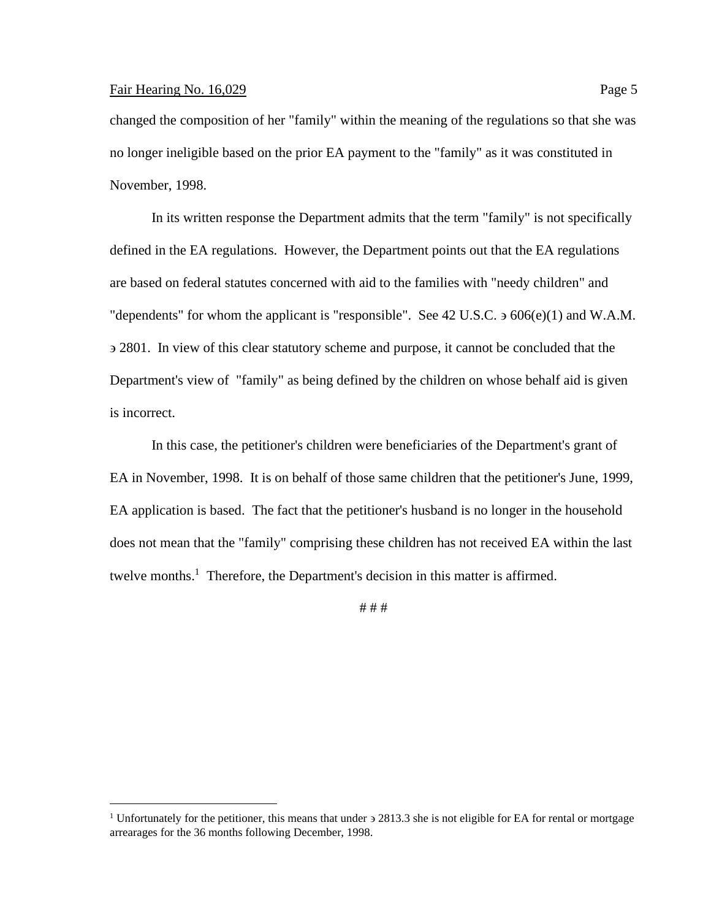changed the composition of her "family" within the meaning of the regulations so that she was no longer ineligible based on the prior EA payment to the "family" as it was constituted in November, 1998.

In its written response the Department admits that the term "family" is not specifically defined in the EA regulations. However, the Department points out that the EA regulations are based on federal statutes concerned with aid to the families with "needy children" and "dependents" for whom the applicant is "responsible". See 42 U.S.C. э 606(e)(1) and W.A.M. э 2801. In view of this clear statutory scheme and purpose, it cannot be concluded that the Department's view of "family" as being defined by the children on whose behalf aid is given is incorrect.

In this case, the petitioner's children were beneficiaries of the Department's grant of EA in November, 1998. It is on behalf of those same children that the petitioner's June, 1999, EA application is based. The fact that the petitioner's husband is no longer in the household does not mean that the "family" comprising these children has not received EA within the last twelve months.[1] Therefore, the Department's decision in this matter is affirmed.

# # #

[1] Unfortunately for the petitioner, this means that under э 2813.3 she is not eligible for EA for rental or mortgage arrearages for the 36 months following December, 1998.